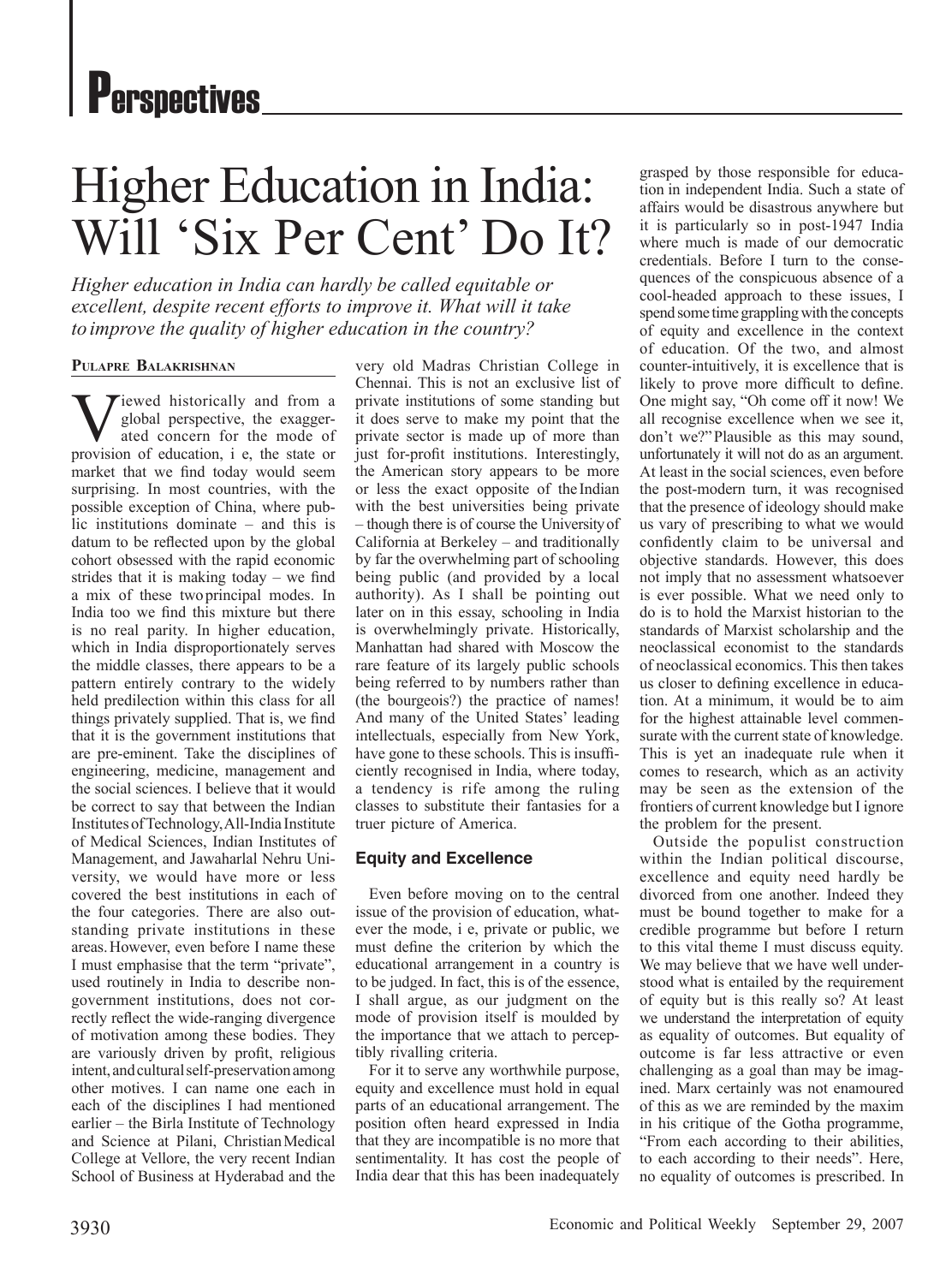# Higher Education in India: Will 'Six Per Cent' Do It?

*Higher education in India can hardly be called equitable or excellent, despite recent efforts to improve it. What will it take to improve the quality of higher education in the country?*

**Pulapre Balakrishnan**

Viewed historically and from a global perspective, the exaggerated concern for the mode of provision of education, i e, the state or market that we find today would seem surprising. In most countries, with the possible exception of China, where public institutions dominate – and this is datum to be reflected upon by the global cohort obsessed with the rapid economic strides that it is making today – we find a mix of these two principal modes. In India too we find this mixture but there is no real parity. In higher education, which in India disproportionately serves the middle classes, there appears to be a pattern entirely contrary to the widely held predilection within this class for all things privately supplied. That is, we find that it is the government institutions that are pre-eminent. Take the disciplines of engineering, medicine, management and the social sciences. I believe that it would be correct to say that between the Indian Institutes of Technology, All-India Institute of Medical Sciences, Indian Institutes of Management, and Jawaharlal Nehru University, we would have more or less covered the best institutions in each of the four categories. There are also outstanding private institutions in these areas. However, even before I name these I must emphasise that the term "private", used routinely in India to describe non-government institutions, does not correctly reflect the wide-ranging divergence of motivation among these bodies. They are variously driven by profit, religious intent, and cultural self-preservation among other motives. I can name one each in each of the disciplines I had mentioned earlier – the Birla Institute of Technology and Science at Pilani, Christian Medical College at Vellore, the very recent Indian School of Business at Hyderabad and the very old Madras Christian College in Chennai. This is not an exclusive list of private institutions of some standing but it does serve to make my point that the private sector is made up of more than just for-profit institutions. Interestingly, the American story appears to be more or less the exact opposite of the Indian with the best universities being private – though there is of course the University of California at Berkeley – and traditionally by far the overwhelming part of schooling being public (and provided by a local authority). As I shall be pointing out later on in this essay, schooling in India is overwhelmingly private. Historically, Manhattan had shared with Moscow the rare feature of its largely public schools being referred to by numbers rather than (the bourgeois?) the practice of names! And many of the United States' leading intellectuals, especially from New York, have gone to these schools. This is insufficiently recognised in India, where today, a tendency is rife among the ruling classes to substitute their fantasies for a truer picture of America.

## Equity and Excellence

Even before moving on to the central issue of the provision of education, whatever the mode, i e, private or public, we must define the criterion by which the educational arrangement in a country is to be judged. In fact, this is of the essence, I shall argue, as our judgment on the mode of provision itself is moulded by the importance that we attach to perceptibly rivalling criteria.

For it to serve any worthwhile purpose, equity and excellence must hold in equal parts of an educational arrangement. The position often heard expressed in India that they are incompatible is no more that sentimentality. It has cost the people of India dear that this has been inadequately grasped by those responsible for education in independent India. Such a state of affairs would be disastrous anywhere but it is particularly so in post-1947 India where much is made of our democratic credentials. Before I turn to the consequences of the conspicuous absence of a cool-headed approach to these issues, I spend some time grappling with the concepts of equity and excellence in the context of education. Of the two, and almost counter-intuitively, it is excellence that is likely to prove more difficult to define. One might say, "Oh come off it now! We all recognise excellence when we see it, don't we?" Plausible as this may sound, unfortunately it will not do as an argument. At least in the social sciences, even before the post-modern turn, it was recognised that the presence of ideology should make us vary of prescribing to what we would confidently claim to be universal and objective standards. However, this does not imply that no assessment whatsoever is ever possible. What we need only to do is to hold the Marxist historian to the standards of Marxist scholarship and the neoclassical economist to the standards of neoclassical economics. This then takes us closer to defining excellence in education. At a minimum, it would be to aim for the highest attainable level commensurate with the current state of knowledge. This is yet an inadequate rule when it comes to research, which as an activity may be seen as the extension of the frontiers of current knowledge but I ignore the problem for the present.

Outside the populist construction within the Indian political discourse, excellence and equity need hardly be divorced from one another. Indeed they must be bound together to make for a credible programme but before I return to this vital theme I must discuss equity. We may believe that we have well understood what is entailed by the requirement of equity but is this really so? At least we understand the interpretation of equity as equality of outcomes. But equality of outcome is far less attractive or even challenging as a goal than may be imagined. Marx certainly was not enamoured of this as we are reminded by the maxim in his critique of the Gotha programme, "From each according to their abilities, to each according to their needs". Here, no equality of outcomes is prescribed. In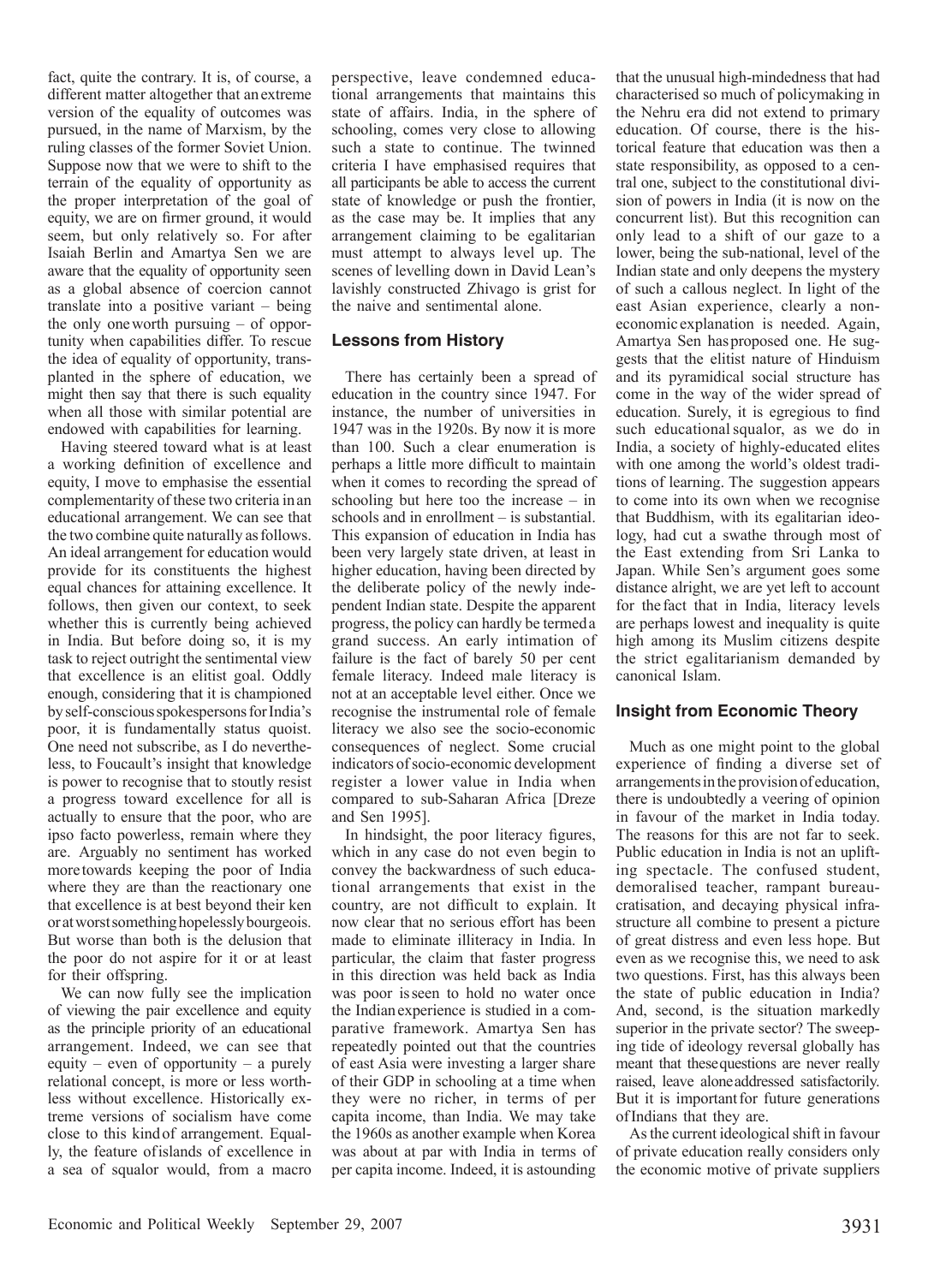fact, quite the contrary. It is, of course, a different matter altogether that an extreme version of the equality of outcomes was pursued, in the name of Marxism, by the ruling classes of the former Soviet Union. Suppose now that we were to shift to the terrain of the equality of opportunity as the proper interpretation of the goal of equity, we are on firmer ground, it would seem, but only relatively so. For after Isaiah Berlin and Amartya Sen we are aware that the equality of opportunity seen as a global absence of coercion cannot translate into a positive variant – being the only one worth pursuing – of opportunity when capabilities differ. To rescue the idea of equality of opportunity, transplanted in the sphere of education, we might then say that there is such equality when all those with similar potential are endowed with capabilities for learning.

Having steered toward what is at least a working definition of excellence and equity, I move to emphasise the essential complementarity of these two criteria in an educational arrangement. We can see that the two combine quite naturally as follows. An ideal arrangement for education would provide for its constituents the highest equal chances for attaining excellence. It follows, then given our context, to seek whether this is currently being achieved in India. But before doing so, it is my task to reject outright the sentimental view that excellence is an elitist goal. Oddly enough, considering that it is championed by self-conscious spokespersons for India's poor, it is fundamentally status quoist. One need not subscribe, as I do nevertheless, to Foucault's insight that knowledge is power to recognise that to stoutly resist a progress toward excellence for all is actually to ensure that the poor, who are ipso facto powerless, remain where they are. Arguably no sentiment has worked more towards keeping the poor of India where they are than the reactionary one that excellence is at best beyond their ken or at worst something hopelessly bourgeois. But worse than both is the delusion that the poor do not aspire for it or at least for their offspring.

We can now fully see the implication of viewing the pair excellence and equity as the principle priority of an educational arrangement. Indeed, we can see that equity – even of opportunity – a purely relational concept, is more or less worthless without excellence. Historically extreme versions of socialism have come close to this kind of arrangement. Equally, the feature of islands of excellence in a sea of squalor would, from a macro perspective, leave condemned educational arrangements that maintains this state of affairs. India, in the sphere of schooling, comes very close to allowing such a state to continue. The twinned criteria I have emphasised requires that all participants be able to access the current state of knowledge or push the frontier, as the case may be. It implies that any arrangement claiming to be egalitarian must attempt to always level up. The scenes of levelling down in David Lean's lavishly constructed Zhivago is grist for the naive and sentimental alone.

## Lessons from History

There has certainly been a spread of education in the country since 1947. For instance, the number of universities in 1947 was in the 1920s. By now it is more than 100. Such a clear enumeration is perhaps a little more difficult to maintain when it comes to recording the spread of schooling but here too the increase – in schools and in enrollment – is substantial. This expansion of education in India has been very largely state driven, at least in higher education, having been directed by the deliberate policy of the newly independent Indian state. Despite the apparent progress, the policy can hardly be termed a grand success. An early intimation of failure is the fact of barely 50 per cent female literacy. Indeed male literacy is not at an acceptable level either. Once we recognise the instrumental role of female literacy we also see the socio-economic consequences of neglect. Some crucial indicators of socio-economic development register a lower value in India when compared to sub-Saharan Africa [Dreze and Sen 1995].

In hindsight, the poor literacy figures, which in any case do not even begin to convey the backwardness of such educational arrangements that exist in the country, are not difficult to explain. It now clear that no serious effort has been made to eliminate illiteracy in India. In particular, the claim that faster progress in this direction was held back as India was poor is seen to hold no water once the Indian experience is studied in a comparative framework. Amartya Sen has repeatedly pointed out that the countries of east Asia were investing a larger share of their GDP in schooling at a time when they were no richer, in terms of per capita income, than India. We may take the 1960s as another example when Korea was about at par with India in terms of per capita income. Indeed, it is astounding that the unusual high-mindedness that had characterised so much of policymaking in the Nehru era did not extend to primary education. Of course, there is the historical feature that education was then a state responsibility, as opposed to a central one, subject to the constitutional division of powers in India (it is now on the concurrent list). But this recognition can only lead to a shift of our gaze to a lower, being the sub-national, level of the Indian state and only deepens the mystery of such a callous neglect. In light of the east Asian experience, clearly a non-economic explanation is needed. Again, Amartya Sen has proposed one. He suggests that the elitist nature of Hinduism and its pyramidical social structure has come in the way of the wider spread of education. Surely, it is egregious to find such educational squalor, as we do in India, a society of highly-educated elites with one among the world's oldest traditions of learning. The suggestion appears to come into its own when we recognise that Buddhism, with its egalitarian ideology, had cut a swathe through most of the East extending from Sri Lanka to Japan. While Sen's argument goes some distance alright, we are yet left to account for the fact that in India, literacy levels are perhaps lowest and inequality is quite high among its Muslim citizens despite the strict egalitarianism demanded by canonical Islam.

## Insight from Economic Theory

Much as one might point to the global experience of finding a diverse set of arrangements in the provision of education, there is undoubtedly a veering of opinion in favour of the market in India today. The reasons for this are not far to seek. Public education in India is not an uplifting spectacle. The confused student, demoralised teacher, rampant bureaucratisation, and decaying physical infrastructure all combine to present a picture of great distress and even less hope. But even as we recognise this, we need to ask two questions. First, has this always been the state of public education in India? And, second, is the situation markedly superior in the private sector? The sweeping tide of ideology reversal globally has meant that these questions are never really raised, leave alone addressed satisfactorily. But it is important for future generations of Indians that they are.

As the current ideological shift in favour of private education really considers only the economic motive of private suppliers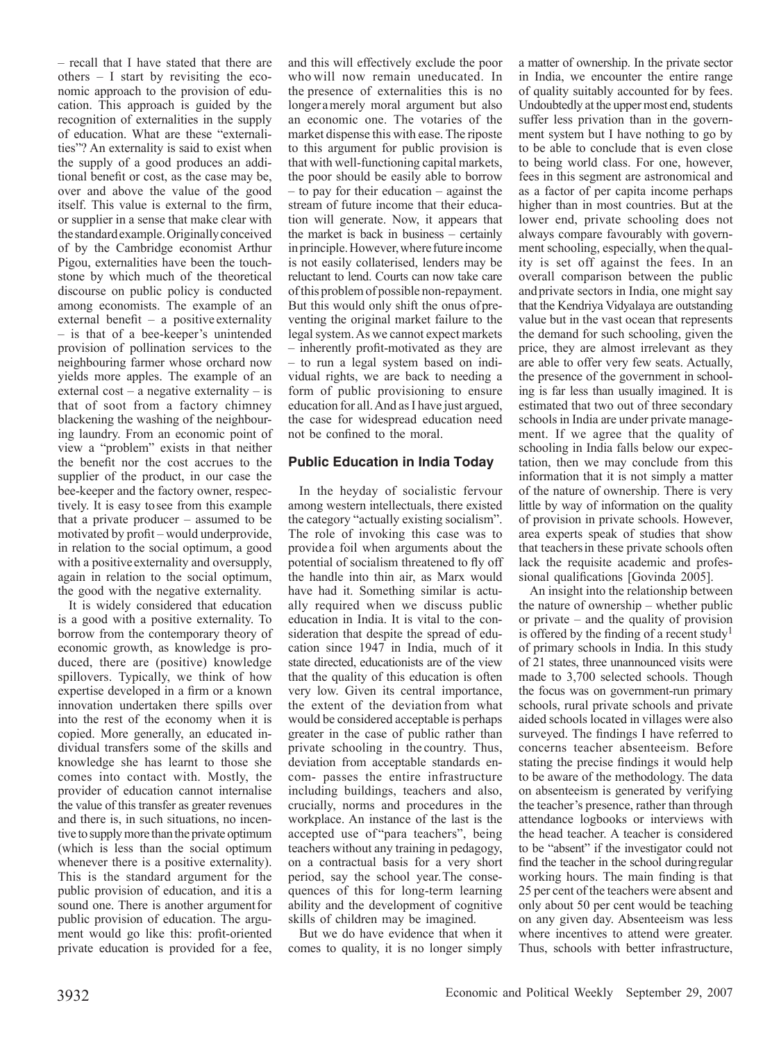– recall that I have stated that there are others – I start by revisiting the economic approach to the provision of education. This approach is guided by the recognition of externalities in the supply of education. What are these "externalities"? An externality is said to exist when the supply of a good produces an additional benefit or cost, as the case may be, over and above the value of the good itself. This value is external to the firm, or supplier in a sense that make clear with the standard example. Originally conceived of by the Cambridge economist Arthur Pigou, externalities have been the touchstone by which much of the theoretical discourse on public policy is conducted among economists. The example of an external benefit – a positive externality – is that of a bee-keeper's unintended provision of pollination services to the neighbouring farmer whose orchard now yields more apples. The example of an external cost – a negative externality – is that of soot from a factory chimney blackening the washing of the neighbouring laundry. From an economic point of view a "problem" exists in that neither the benefit nor the cost accrues to the supplier of the product, in our case the bee-keeper and the factory owner, respectively. It is easy to see from this example that a private producer – assumed to be motivated by profit – would underprovide, in relation to the social optimum, a good with a positive externality and oversupply, again in relation to the social optimum, the good with the negative externality.

It is widely considered that education is a good with a positive externality. To borrow from the contemporary theory of economic growth, as knowledge is produced, there are (positive) knowledge spillovers. Typically, we think of how expertise developed in a firm or a known innovation undertaken there spills over into the rest of the economy when it is copied. More generally, an educated individual transfers some of the skills and knowledge she has learnt to those she comes into contact with. Mostly, the provider of education cannot internalise the value of this transfer as greater revenues and there is, in such situations, no incentive to supply more than the private optimum (which is less than the social optimum whenever there is a positive externality). This is the standard argument for the public provision of education, and it is a sound one. There is another argument for public provision of education. The argument would go like this: profit-oriented private education is provided for a fee, and this will effectively exclude the poor who will now remain uneducated. In the presence of externalities this is no longer a merely moral argument but also an economic one. The votaries of the market dispense this with ease. The riposte to this argument for public provision is that with well-functioning capital markets, the poor should be easily able to borrow – to pay for their education – against the stream of future income that their education will generate. Now, it appears that the market is back in business – certainly in principle. However, where future income is not easily collaterised, lenders may be reluctant to lend. Courts can now take care of this problem of possible non-repayment. But this would only shift the onus of preventing the original market failure to the legal system. As we cannot expect markets – inherently profit-motivated as they are – to run a legal system based on individual rights, we are back to needing a form of public provisioning to ensure education for all. And as I have just argued, the case for widespread education need not be confined to the moral.

## Public Education in India Today

In the heyday of socialistic fervour among western intellectuals, there existed the category "actually existing socialism". The role of invoking this case was to provide a foil when arguments about the potential of socialism threatened to fly off the handle into thin air, as Marx would have had it. Something similar is actually required when we discuss public education in India. It is vital to the consideration that despite the spread of education since 1947 in India, much of it state directed, educationists are of the view that the quality of this education is often very low. Given its central importance, the extent of the deviation from what would be considered acceptable is perhaps greater in the case of public rather than private schooling in the country. Thus, deviation from acceptable standards encom- passes the entire infrastructure including buildings, teachers and also, crucially, norms and procedures in the workplace. An instance of the last is the accepted use of "para teachers", being teachers without any training in pedagogy, on a contractual basis for a very short period, say the school year. The consequences of this for long-term learning ability and the development of cognitive skills of children may be imagined.

But we do have evidence that when it comes to quality, it is no longer simply a matter of ownership. In the private sector in India, we encounter the entire range of quality suitably accounted for by fees. Undoubtedly at the upper most end, students suffer less privation than in the government system but I have nothing to go by to be able to conclude that is even close to being world class. For one, however, fees in this segment are astronomical and as a factor of per capita income perhaps higher than in most countries. But at the lower end, private schooling does not always compare favourably with government schooling, especially, when the quality is set off against the fees. In an overall comparison between the public and private sectors in India, one might say that the Kendriya Vidyalaya are outstanding value but in the vast ocean that represents the demand for such schooling, given the price, they are almost irrelevant as they are able to offer very few seats. Actually, the presence of the government in schooling is far less than usually imagined. It is estimated that two out of three secondary schools in India are under private management. If we agree that the quality of schooling in India falls below our expectation, then we may conclude from this information that it is not simply a matter of the nature of ownership. There is very little by way of information on the quality of provision in private schools. However, area experts speak of studies that show that teachers in these private schools often lack the requisite academic and professional qualifications [Govinda 2005].

An insight into the relationship between the nature of ownership – whether public or private – and the quality of provision is offered by the finding of a recent study[1] of primary schools in India. In this study of 21 states, three unannounced visits were made to 3,700 selected schools. Though the focus was on government-run primary schools, rural private schools and private aided schools located in villages were also surveyed. The findings I have referred to concerns teacher absenteeism. Before stating the precise findings it would help to be aware of the methodology. The data on absenteeism is generated by verifying the teacher's presence, rather than through attendance logbooks or interviews with the head teacher. A teacher is considered to be "absent" if the investigator could not find the teacher in the school during regular working hours. The main finding is that 25 per cent of the teachers were absent and only about 50 per cent would be teaching on any given day. Absenteeism was less where incentives to attend were greater. Thus, schools with better infrastructure,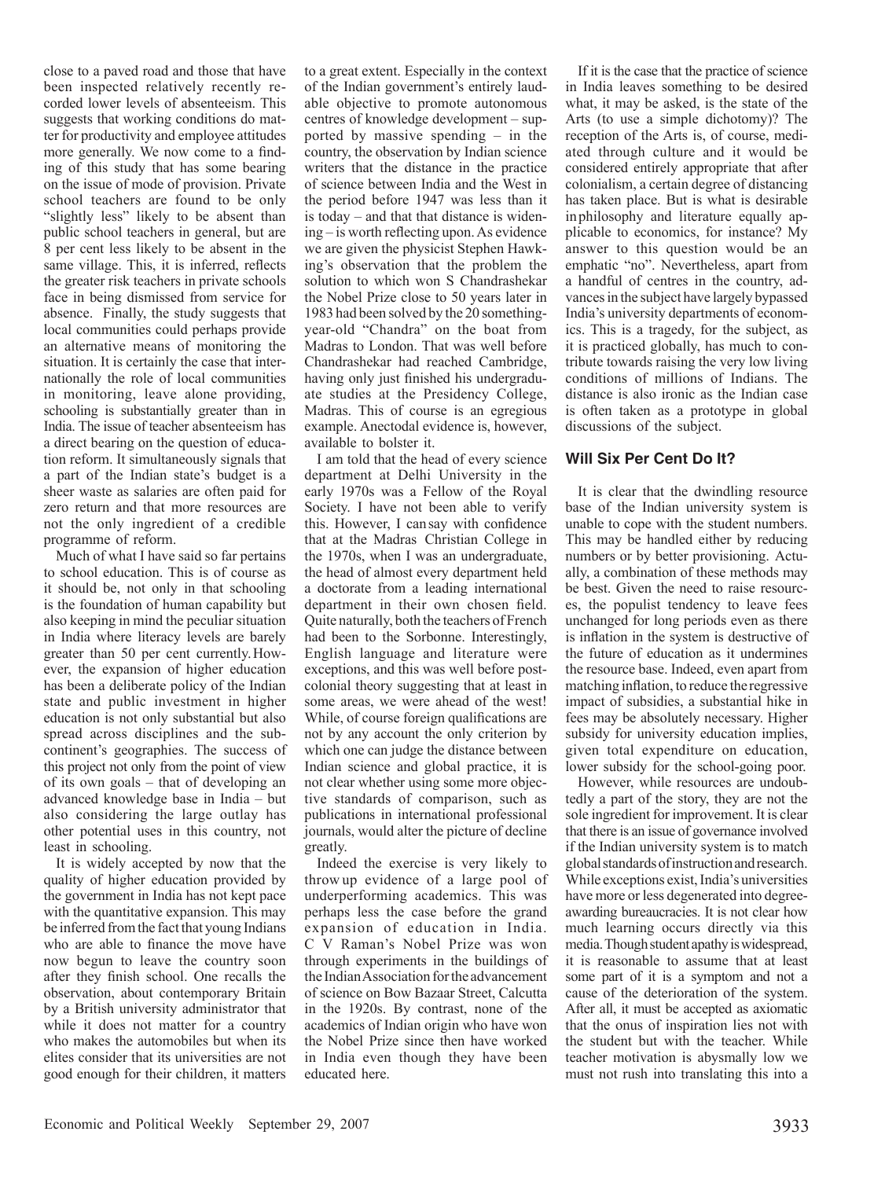close to a paved road and those that have been inspected relatively recently recorded lower levels of absenteeism. This suggests that working conditions do matter for productivity and employee attitudes more generally. We now come to a finding of this study that has some bearing on the issue of mode of provision. Private school teachers are found to be only "slightly less" likely to be absent than public school teachers in general, but are 8 per cent less likely to be absent in the same village. This, it is inferred, reflects the greater risk teachers in private schools face in being dismissed from service for absence. Finally, the study suggests that local communities could perhaps provide an alternative means of monitoring the situation. It is certainly the case that internationally the role of local communities in monitoring, leave alone providing, schooling is substantially greater than in India. The issue of teacher absenteeism has a direct bearing on the question of education reform. It simultaneously signals that a part of the Indian state's budget is a sheer waste as salaries are often paid for zero return and that more resources are not the only ingredient of a credible programme of reform.

Much of what I have said so far pertains to school education. This is of course as it should be, not only in that schooling is the foundation of human capability but also keeping in mind the peculiar situation in India where literacy levels are barely greater than 50 per cent currently. However, the expansion of higher education has been a deliberate policy of the Indian state and public investment in higher education is not only substantial but also spread across disciplines and the subcontinent's geographies. The success of this project not only from the point of view of its own goals – that of developing an advanced knowledge base in India – but also considering the large outlay has other potential uses in this country, not least in schooling.

It is widely accepted by now that the quality of higher education provided by the government in India has not kept pace with the quantitative expansion. This may be inferred from the fact that young Indians who are able to finance the move have now begun to leave the country soon after they finish school. One recalls the observation, about contemporary Britain by a British university administrator that while it does not matter for a country who makes the automobiles but when its elites consider that its universities are not good enough for their children, it matters to a great extent. Especially in the context of the Indian government's entirely laudable objective to promote autonomous centres of knowledge development – supported by massive spending – in the country, the observation by Indian science writers that the distance in the practice of science between India and the West in the period before 1947 was less than it is today – and that that distance is widening – is worth reflecting upon. As evidence we are given the physicist Stephen Hawking's observation that the problem the solution to which won S Chandrashekar the Nobel Prize close to 50 years later in 1983 had been solved by the 20 something-year-old "Chandra" on the boat from Madras to London. That was well before Chandrashekar had reached Cambridge, having only just finished his undergraduate studies at the Presidency College, Madras. This of course is an egregious example. Anectodal evidence is, however, available to bolster it.

I am told that the head of every science department at Delhi University in the early 1970s was a Fellow of the Royal Society. I have not been able to verify this. However, I can say with confidence that at the Madras Christian College in the 1970s, when I was an undergraduate, the head of almost every department held a doctorate from a leading international department in their own chosen field. Quite naturally, both the teachers of French had been to the Sorbonne. Interestingly, English language and literature were exceptions, and this was well before post-colonial theory suggesting that at least in some areas, we were ahead of the west! While, of course foreign qualifications are not by any account the only criterion by which one can judge the distance between Indian science and global practice, it is not clear whether using some more objective standards of comparison, such as publications in international professional journals, would alter the picture of decline greatly.

Indeed the exercise is very likely to throw up evidence of a large pool of underperforming academics. This was perhaps less the case before the grand expansion of education in India. C V Raman's Nobel Prize was won through experiments in the buildings of the Indian Association for the advancement of science on Bow Bazaar Street, Calcutta in the 1920s. By contrast, none of the academics of Indian origin who have won the Nobel Prize since then have worked in India even though they have been educated here.

If it is the case that the practice of science in India leaves something to be desired what, it may be asked, is the state of the Arts (to use a simple dichotomy)? The reception of the Arts is, of course, mediated through culture and it would be considered entirely appropriate that after colonialism, a certain degree of distancing has taken place. But is what is desirable in philosophy and literature equally applicable to economics, for instance? My answer to this question would be an emphatic "no". Nevertheless, apart from a handful of centres in the country, advances in the subject have largely bypassed India's university departments of economics. This is a tragedy, for the subject, as it is practiced globally, has much to contribute towards raising the very low living conditions of millions of Indians. The distance is also ironic as the Indian case is often taken as a prototype in global discussions of the subject.

## Will Six Per Cent Do It?

It is clear that the dwindling resource base of the Indian university system is unable to cope with the student numbers. This may be handled either by reducing numbers or by better provisioning. Actually, a combination of these methods may be best. Given the need to raise resources, the populist tendency to leave fees unchanged for long periods even as there is inflation in the system is destructive of the future of education as it undermines the resource base. Indeed, even apart from matching inflation, to reduce the regressive impact of subsidies, a substantial hike in fees may be absolutely necessary. Higher subsidy for university education implies, given total expenditure on education, lower subsidy for the school-going poor.

However, while resources are undoubtedly a part of the story, they are not the sole ingredient for improvement. It is clear that there is an issue of governance involved if the Indian university system is to match global standards of instruction and research. While exceptions exist, India's universities have more or less degenerated into degree-awarding bureaucracies. It is not clear how much learning occurs directly via this media. Though student apathy is widespread, it is reasonable to assume that at least some part of it is a symptom and not a cause of the deterioration of the system. After all, it must be accepted as axiomatic that the onus of inspiration lies not with the student but with the teacher. While teacher motivation is abysmally low we must not rush into translating this into a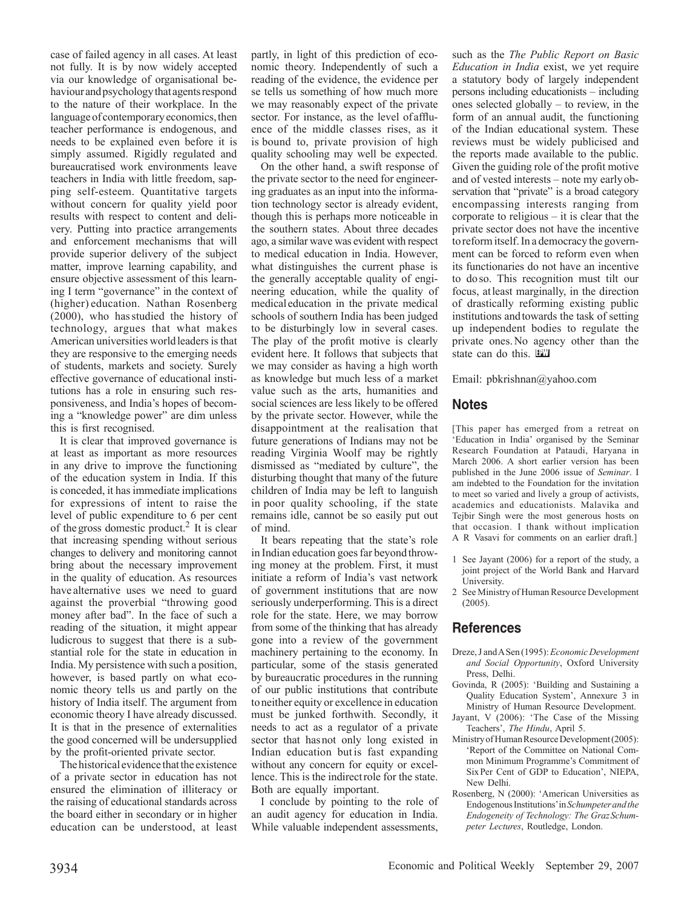case of failed agency in all cases. At least not fully. It is by now widely accepted via our knowledge of organisational behaviour and psychology that agents respond to the nature of their workplace. In the language of contemporary economics, then teacher performance is endogenous, and needs to be explained even before it is simply assumed. Rigidly regulated and bureaucratised work environments leave teachers in India with little freedom, sapping self-esteem. Quantitative targets without concern for quality yield poor results with respect to content and delivery. Putting into practice arrangements and enforcement mechanisms that will provide superior delivery of the subject matter, improve learning capability, and ensure objective assessment of this learning I term "governance" in the context of (higher) education. Nathan Rosenberg (2000), who has studied the history of technology, argues that what makes American universities world leaders is that they are responsive to the emerging needs of students, markets and society. Surely effective governance of educational institutions has a role in ensuring such responsiveness, and India's hopes of becoming a "knowledge power" are dim unless this is first recognised.

It is clear that improved governance is at least as important as more resources in any drive to improve the functioning of the education system in India. If this is conceded, it has immediate implications for expressions of intent to raise the level of public expenditure to 6 per cent of the gross domestic product.[2] It is clear that increasing spending without serious changes to delivery and monitoring cannot bring about the necessary improvement in the quality of education. As resources have alternative uses we need to guard against the proverbial "throwing good money after bad". In the face of such a reading of the situation, it might appear ludicrous to suggest that there is a substantial role for the state in education in India. My persistence with such a position, however, is based partly on what economic theory tells us and partly on the history of India itself. The argument from economic theory I have already discussed. It is that in the presence of externalities the good concerned will be undersupplied by the profit-oriented private sector.

The historical evidence that the existence of a private sector in education has not ensured the elimination of illiteracy or the raising of educational standards across the board either in secondary or in higher education can be understood, at least partly, in light of this prediction of economic theory. Independently of such a reading of the evidence, the evidence per se tells us something of how much more we may reasonably expect of the private sector. For instance, as the level of affluence of the middle classes rises, as it is bound to, private provision of high quality schooling may well be expected.

On the other hand, a swift response of the private sector to the need for engineering graduates as an input into the information technology sector is already evident, though this is perhaps more noticeable in the southern states. About three decades ago, a similar wave was evident with respect to medical education in India. However, what distinguishes the current phase is the generally acceptable quality of engineering education, while the quality of medical education in the private medical schools of southern India has been judged to be disturbingly low in several cases. The play of the profit motive is clearly evident here. It follows that subjects that we may consider as having a high worth as knowledge but much less of a market value such as the arts, humanities and social sciences are less likely to be offered by the private sector. However, while the disappointment at the realisation that future generations of Indians may not be reading Virginia Woolf may be rightly dismissed as "mediated by culture", the disturbing thought that many of the future children of India may be left to languish in poor quality schooling, if the state remains idle, cannot be so easily put out of mind.

It bears repeating that the state's role in Indian education goes far beyond throwing money at the problem. First, it must initiate a reform of India's vast network of government institutions that are now seriously underperforming. This is a direct role for the state. Here, we may borrow from some of the thinking that has already gone into a review of the government machinery pertaining to the economy. In particular, some of the stasis generated by bureaucratic procedures in the running of our public institutions that contribute to neither equity or excellence in education must be junked forthwith. Secondly, it needs to act as a regulator of a private sector that has not only long existed in Indian education but is fast expanding without any concern for equity or excellence. This is the indirect role for the state. Both are equally important.

I conclude by pointing to the role of an audit agency for education in India. While valuable independent assessments, such as the *The Public Report on Basic Education in India* exist, we yet require a statutory body of largely independent persons including educationists – including ones selected globally – to review, in the form of an annual audit, the functioning of the Indian educational system. These reviews must be widely publicised and the reports made available to the public. Given the guiding role of the profit motive and of vested interests – note my early observation that "private" is a broad category encompassing interests ranging from corporate to religious – it is clear that the private sector does not have the incentive to reform itself. In a democracy the government can be forced to reform even when its functionaries do not have an incentive to do so. This recognition must tilt our focus, at least marginally, in the direction of drastically reforming existing public institutions and towards the task of setting up independent bodies to regulate the private ones. No agency other than the state can do this. **EPW**

Email: pbkrishnan@yahoo.com

## Notes

[This paper has emerged from a retreat on 'Education in India' organised by the Seminar Research Foundation at Pataudi, Haryana in March 2006. A short earlier version has been published in the June 2006 issue of *Seminar*. I am indebted to the Foundation for the invitation to meet so varied and lively a group of activists, academics and educationists. Malavika and Tejbir Singh were the most generous hosts on that occasion. I thank without implication A R Vasavi for comments on an earlier draft.]

1 See Jayant (2006) for a report of the study, a joint project of the World Bank and Harvard University.

2 See Ministry of Human Resource Development (2005).

## References

Dreze, J and A Sen (1995): *Economic Development and Social Opportunity*, Oxford University Press, Delhi.

Govinda, R (2005): 'Building and Sustaining a Quality Education System', Annexure 3 in Ministry of Human Resource Development.

Jayant, V (2006): 'The Case of the Missing Teachers', *The Hindu*, April 5.

Ministry of Human Resource Development (2005): 'Report of the Committee on National Common Minimum Programme's Commitment of Six Per Cent of GDP to Education', NIEPA, New Delhi.

Rosenberg, N (2000): 'American Universities as Endogenous Institutions' in *Schumpeter and the Endogeneity of Technology: The Graz Schumpeter Lectures*, Routledge, London.